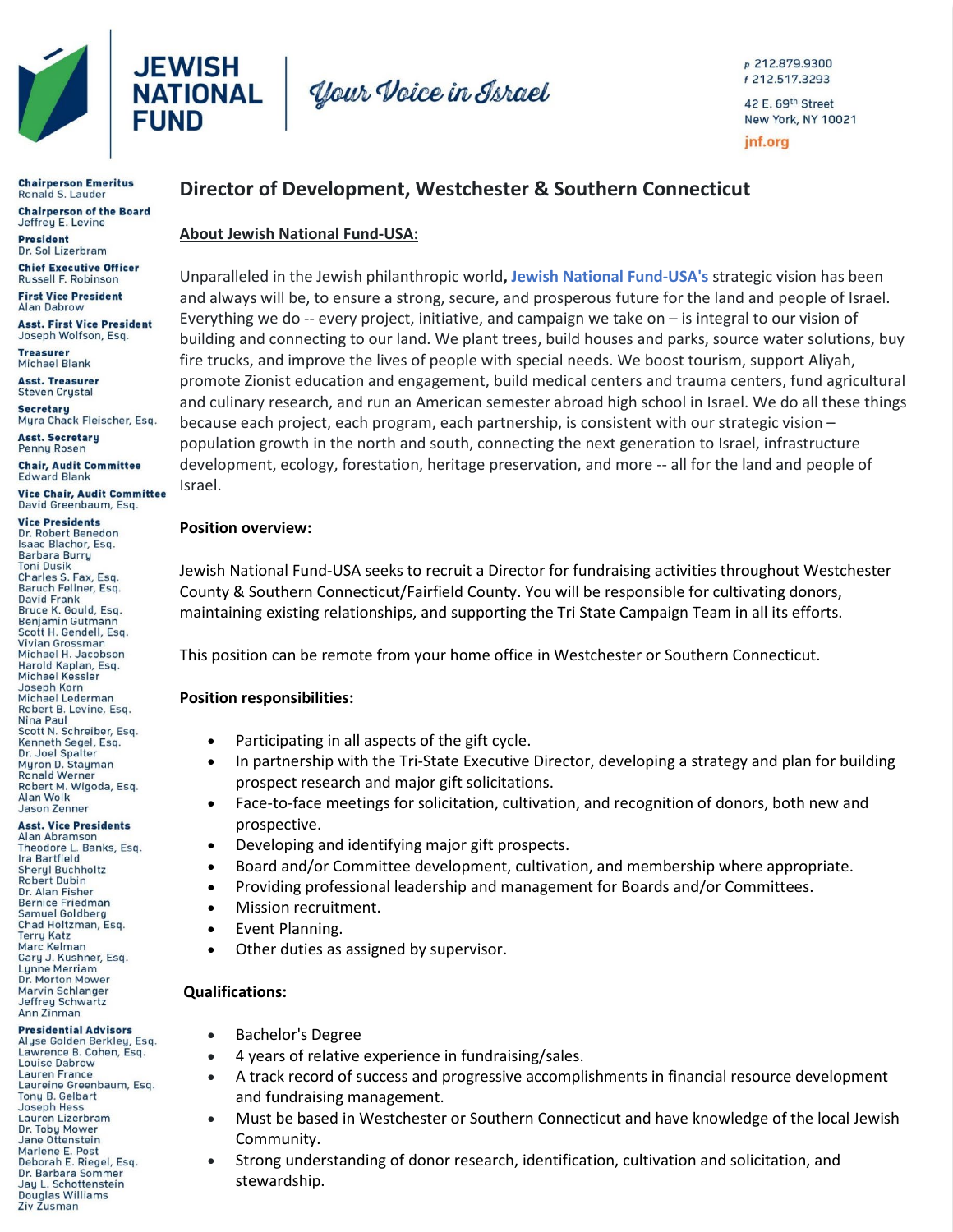# JEWISH NATIONAL FUND

*Your Voice in Israel*

p 212.879.9300
f 212.517.3293

42 E. 69th Street
New York, NY 10021

jnf.org

**Chairperson Emeritus**
Ronald S. Lauder

**Chairperson of the Board**
Jeffrey E. Levine

**President**
Dr. Sol Lizerbram

**Chief Executive Officer**
Russell F. Robinson

**First Vice President**
Alan Dabrow

**Asst. First Vice President**
Joseph Wolfson, Esq.

**Treasurer**
Michael Blank

**Asst. Treasurer**
Steven Crystal

**Secretary**
Myra Chack Fleischer, Esq.

**Asst. Secretary**
Penny Rosen

**Chair, Audit Committee**
Edward Blank

**Vice Chair, Audit Committee**
David Greenbaum, Esq.

**Vice Presidents**
Dr. Robert Benedon
Isaac Blachor, Esq.
Barbara Burry
Toni Dusik
Charles S. Fax, Esq.
Baruch Fellner, Esq.
David Frank
Bruce K. Gould, Esq.
Benjamin Gutmann
Scott H. Gendell, Esq.
Vivian Grossman
Michael H. Jacobson
Harold Kaplan, Esq.
Michael Kessler
Joseph Korn
Michael Lederman
Robert B. Levine, Esq.
Nina Paul
Scott N. Schreiber, Esq.
Kenneth Segel, Esq.
Dr. Joel Spalter
Myron D. Stayman
Ronald Werner
Robert M. Wigoda, Esq.
Alan Wolk
Jason Zenner

**Asst. Vice Presidents**
Alan Abramson
Theodore L. Banks, Esq.
Ira Bartfield
Sheryl Buchholtz
Robert Dubin
Dr. Alan Fisher
Bernice Friedman
Samuel Goldberg
Chad Holtzman, Esq.
Terry Katz
Marc Kelman
Gary J. Kushner, Esq.
Lynne Merriam
Dr. Morton Mower
Marvin Schlanger
Jeffrey Schwartz
Ann Zinman

**Presidential Advisors**
Alyse Golden Berkley, Esq.
Lawrence B. Cohen, Esq.
Louise Dabrow
Lauren France
Laureine Greenbaum, Esq.
Tony B. Gelbart
Joseph Hess
Lauren Lizerbram
Dr. Toby Mower
Jane Ottenstein
Marlene E. Post
Deborah E. Riegel, Esq.
Dr. Barbara Sommer
Jay L. Schottenstein
Douglas Williams
Ziv Zusman

## Director of Development, Westchester & Southern Connecticut

**About Jewish National Fund-USA:**

Unparalleled in the Jewish philanthropic world**,** **Jewish National Fund-USA's** strategic vision has been and always will be, to ensure a strong, secure, and prosperous future for the land and people of Israel. Everything we do -- every project, initiative, and campaign we take on – is integral to our vision of building and connecting to our land. We plant trees, build houses and parks, source water solutions, buy fire trucks, and improve the lives of people with special needs. We boost tourism, support Aliyah, promote Zionist education and engagement, build medical centers and trauma centers, fund agricultural and culinary research, and run an American semester abroad high school in Israel. We do all these things because each project, each program, each partnership, is consistent with our strategic vision – population growth in the north and south, connecting the next generation to Israel, infrastructure development, ecology, forestation, heritage preservation, and more -- all for the land and people of Israel.

**Position overview:**

Jewish National Fund-USA seeks to recruit a Director for fundraising activities throughout Westchester County & Southern Connecticut/Fairfield County. You will be responsible for cultivating donors, maintaining existing relationships, and supporting the Tri State Campaign Team in all its efforts.

This position can be remote from your home office in Westchester or Southern Connecticut.

**Position responsibilities:**

- Participating in all aspects of the gift cycle.
- In partnership with the Tri-State Executive Director, developing a strategy and plan for building prospect research and major gift solicitations.
- Face-to-face meetings for solicitation, cultivation, and recognition of donors, both new and prospective.
- Developing and identifying major gift prospects.
- Board and/or Committee development, cultivation, and membership where appropriate.
- Providing professional leadership and management for Boards and/or Committees.
- Mission recruitment.
- Event Planning.
- Other duties as assigned by supervisor.

**Qualifications:**

- Bachelor's Degree
- 4 years of relative experience in fundraising/sales.
- A track record of success and progressive accomplishments in financial resource development and fundraising management.
- Must be based in Westchester or Southern Connecticut and have knowledge of the local Jewish Community.
- Strong understanding of donor research, identification, cultivation and solicitation, and stewardship.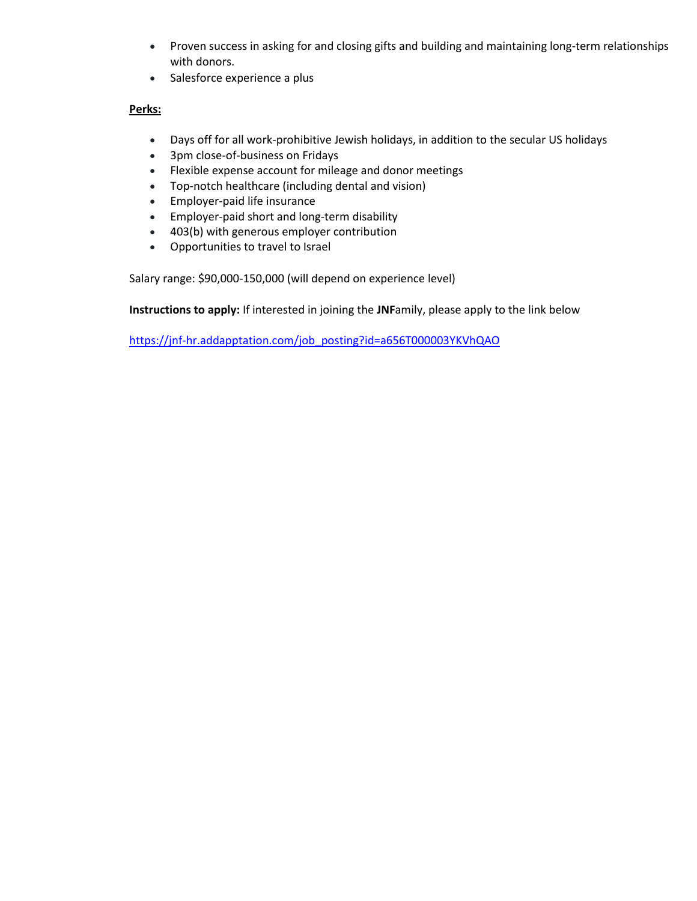- Proven success in asking for and closing gifts and building and maintaining long-term relationships with donors.
- Salesforce experience a plus

**Perks:**

- Days off for all work-prohibitive Jewish holidays, in addition to the secular US holidays
- 3pm close-of-business on Fridays
- Flexible expense account for mileage and donor meetings
- Top-notch healthcare (including dental and vision)
- Employer-paid life insurance
- Employer-paid short and long-term disability
- 403(b) with generous employer contribution
- Opportunities to travel to Israel

Salary range: $90,000-150,000 (will depend on experience level)

**Instructions to apply:** If interested in joining the **JNF**amily, please apply to the link below

https://jnf-hr.addapptation.com/job_posting?id=a656T000003YKVhQAO